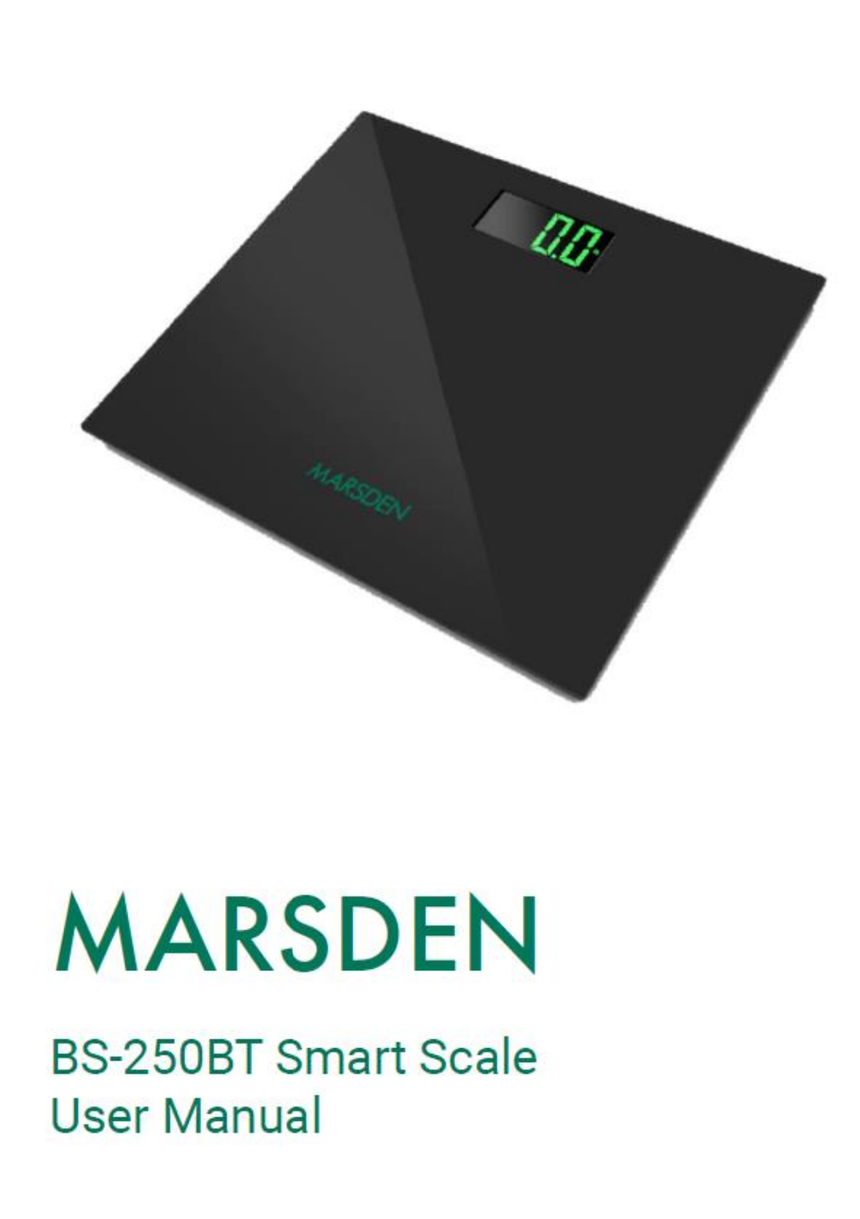# MARSDEN

## BS-250BT Smart Scale User Manual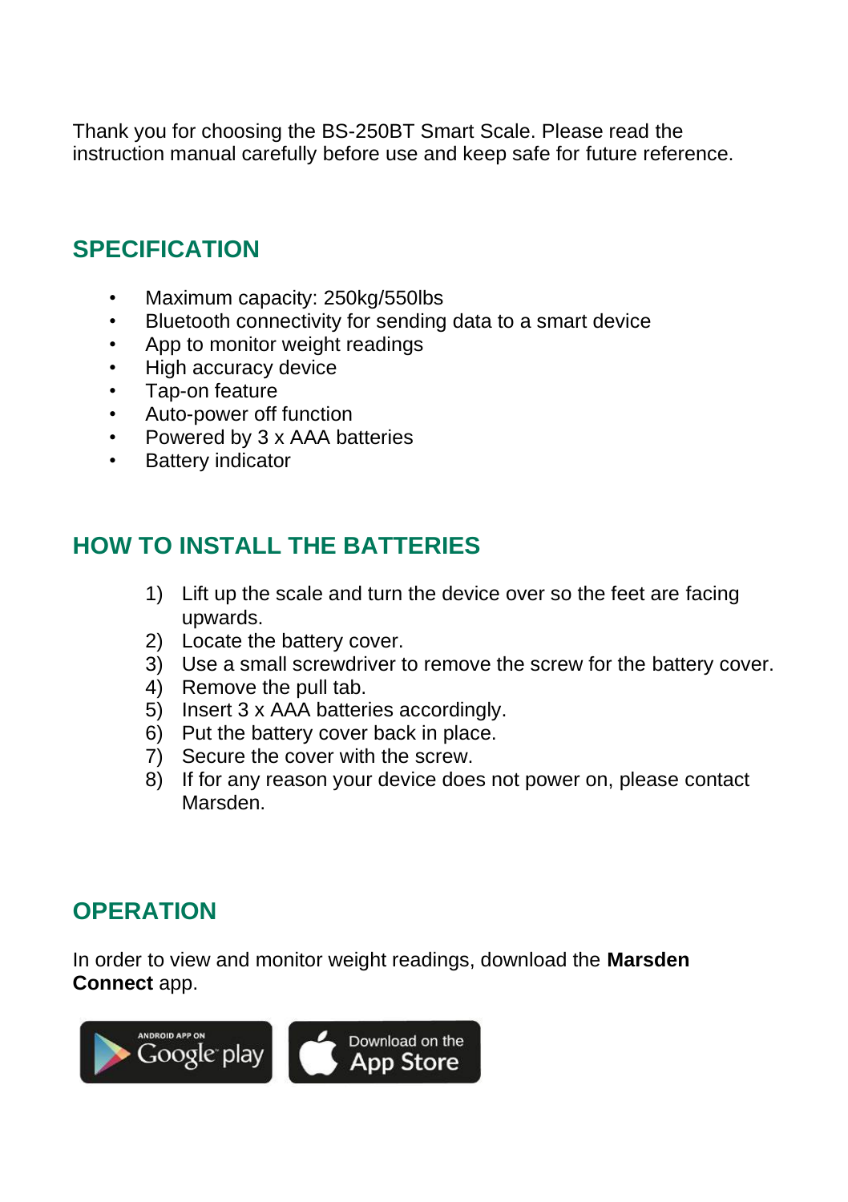Thank you for choosing the BS-250BT Smart Scale. Please read the instruction manual carefully before use and keep safe for future reference.

## SPECIFICATION

- Maximum capacity: 250kg/550lbs
- Bluetooth connectivity for sending data to a smart device
- App to monitor weight readings
- High accuracy device
- Tap-on feature
- Auto-power off function
- Powered by 3 x AAA batteries
- Battery indicator

## HOW TO INSTALL THE BATTERIES

1) Lift up the scale and turn the device over so the feet are facing upwards.
2) Locate the battery cover.
3) Use a small screwdriver to remove the screw for the battery cover.
4) Remove the pull tab.
5) Insert 3 x AAA batteries accordingly.
6) Put the battery cover back in place.
7) Secure the cover with the screw.
8) If for any reason your device does not power on, please contact Marsden.

## OPERATION

In order to view and monitor weight readings, download the **Marsden Connect** app.

ANDROID APP ON Google play    Download on the App Store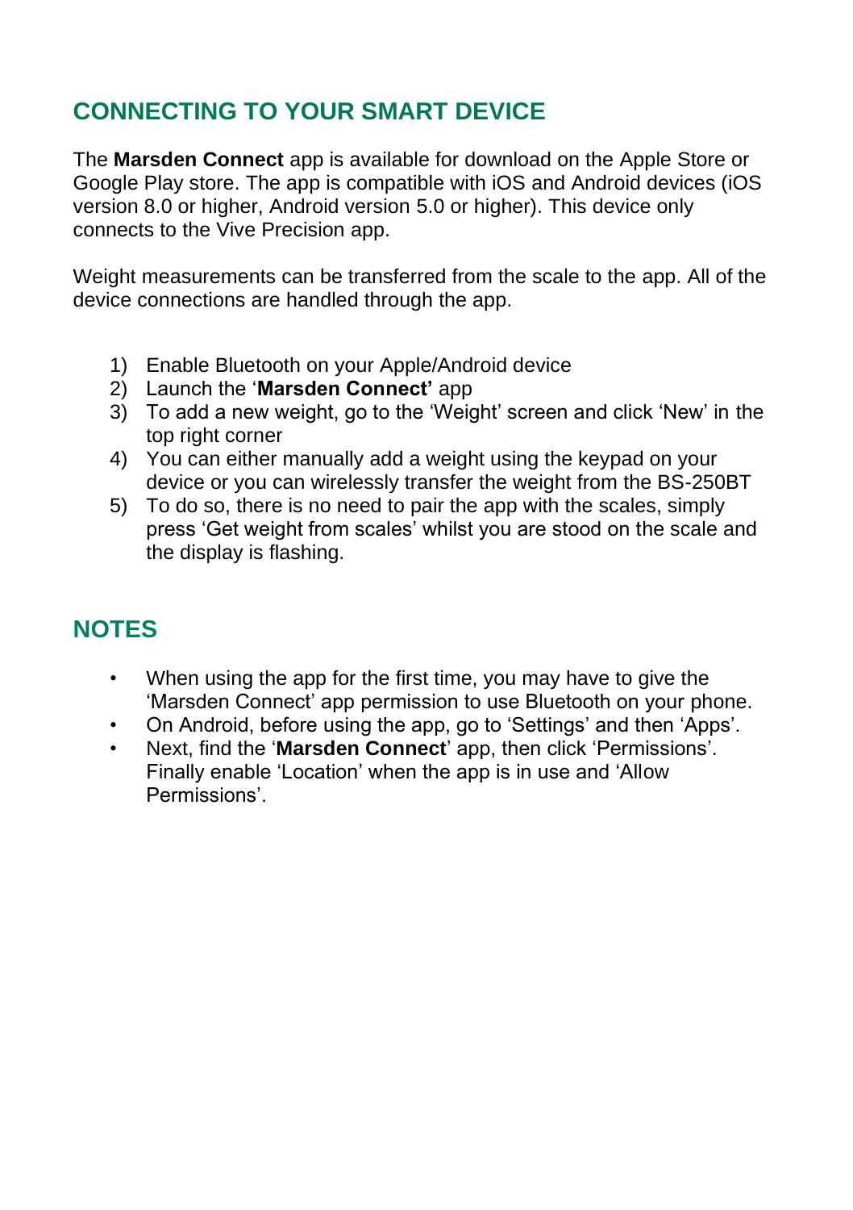## CONNECTING TO YOUR SMART DEVICE

The **Marsden Connect** app is available for download on the Apple Store or Google Play store. The app is compatible with iOS and Android devices (iOS version 8.0 or higher, Android version 5.0 or higher). This device only connects to the Vive Precision app.

Weight measurements can be transferred from the scale to the app. All of the device connections are handled through the app.

1) Enable Bluetooth on your Apple/Android device
2) Launch the '**Marsden Connect'** app
3) To add a new weight, go to the 'Weight' screen and click 'New' in the top right corner
4) You can either manually add a weight using the keypad on your device or you can wirelessly transfer the weight from the BS-250BT
5) To do so, there is no need to pair the app with the scales, simply press 'Get weight from scales' whilst you are stood on the scale and the display is flashing.

## NOTES

- When using the app for the first time, you may have to give the 'Marsden Connect' app permission to use Bluetooth on your phone.
- On Android, before using the app, go to 'Settings' and then 'Apps'.
- Next, find the '**Marsden Connect**' app, then click 'Permissions'. Finally enable 'Location' when the app is in use and 'Allow Permissions'.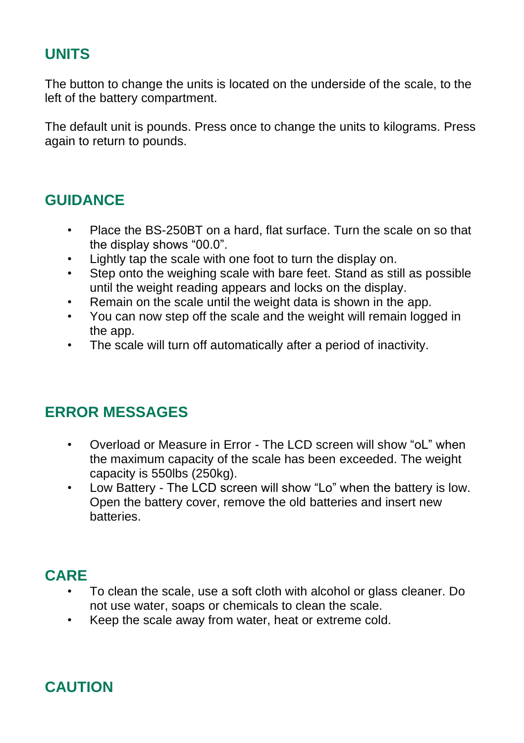## UNITS

The button to change the units is located on the underside of the scale, to the left of the battery compartment.

The default unit is pounds. Press once to change the units to kilograms. Press again to return to pounds.

## GUIDANCE

- Place the BS-250BT on a hard, flat surface. Turn the scale on so that the display shows "00.0".
- Lightly tap the scale with one foot to turn the display on.
- Step onto the weighing scale with bare feet. Stand as still as possible until the weight reading appears and locks on the display.
- Remain on the scale until the weight data is shown in the app.
- You can now step off the scale and the weight will remain logged in the app.
- The scale will turn off automatically after a period of inactivity.

## ERROR MESSAGES

- Overload or Measure in Error - The LCD screen will show "oL" when the maximum capacity of the scale has been exceeded. The weight capacity is 550lbs (250kg).
- Low Battery - The LCD screen will show "Lo" when the battery is low. Open the battery cover, remove the old batteries and insert new batteries.

## CARE

- To clean the scale, use a soft cloth with alcohol or glass cleaner. Do not use water, soaps or chemicals to clean the scale.
- Keep the scale away from water, heat or extreme cold.

## CAUTION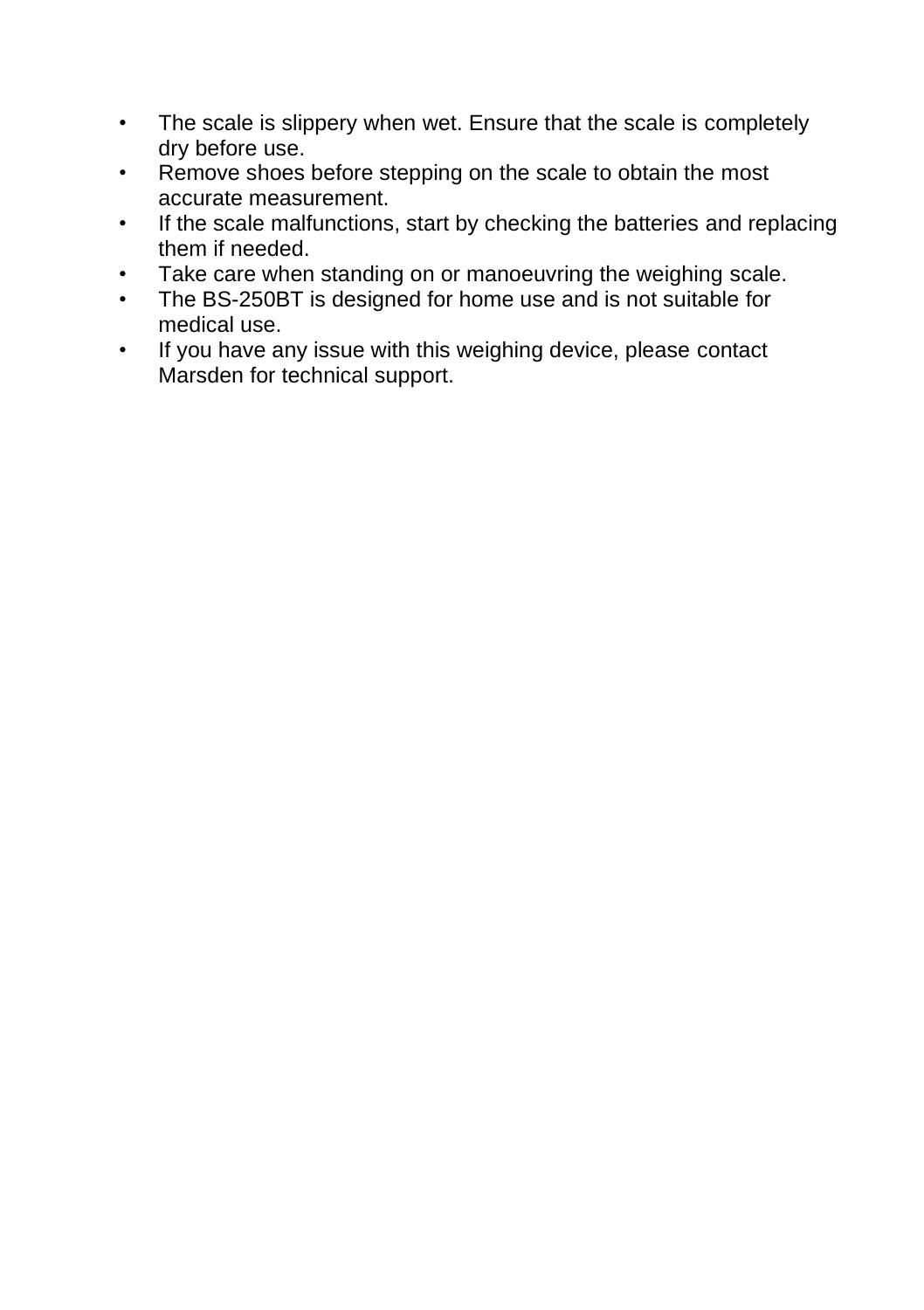- The scale is slippery when wet. Ensure that the scale is completely dry before use.
- Remove shoes before stepping on the scale to obtain the most accurate measurement.
- If the scale malfunctions, start by checking the batteries and replacing them if needed.
- Take care when standing on or manoeuvring the weighing scale.
- The BS-250BT is designed for home use and is not suitable for medical use.
- If you have any issue with this weighing device, please contact Marsden for technical support.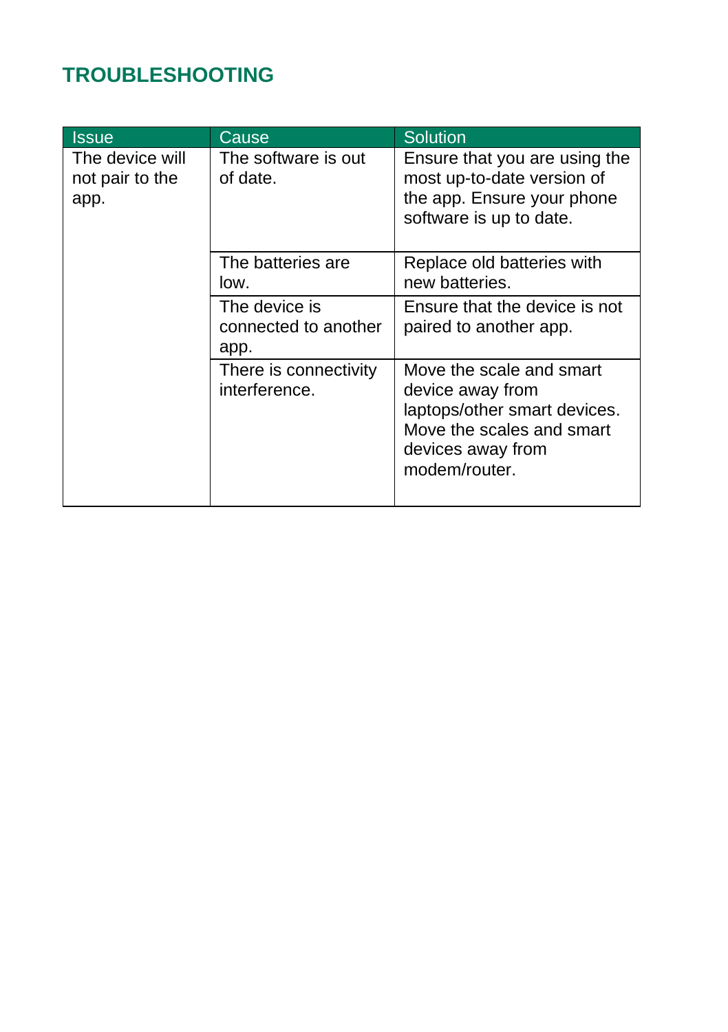## TROUBLESHOOTING

| Issue | Cause | Solution |
| --- | --- | --- |
| The device will not pair to the app. | The software is out of date. | Ensure that you are using the most up-to-date version of the app. Ensure your phone software is up to date. |
| | The batteries are low. | Replace old batteries with new batteries. |
| | The device is connected to another app. | Ensure that the device is not paired to another app. |
| | There is connectivity interference. | Move the scale and smart device away from laptops/other smart devices. Move the scales and smart devices away from modem/router. |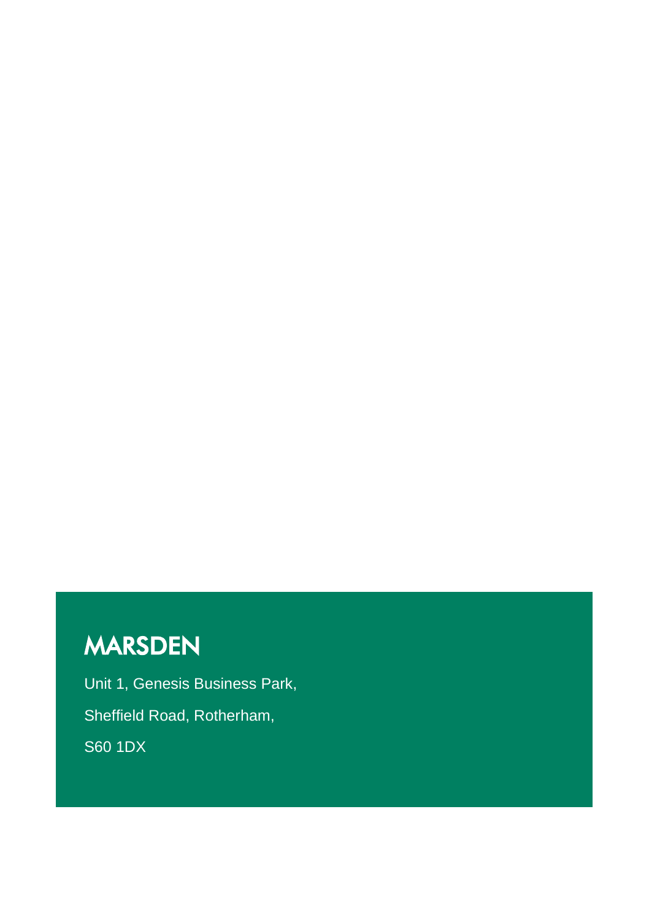**MARSDEN**

Unit 1, Genesis Business Park,

Sheffield Road, Rotherham,

S60 1DX